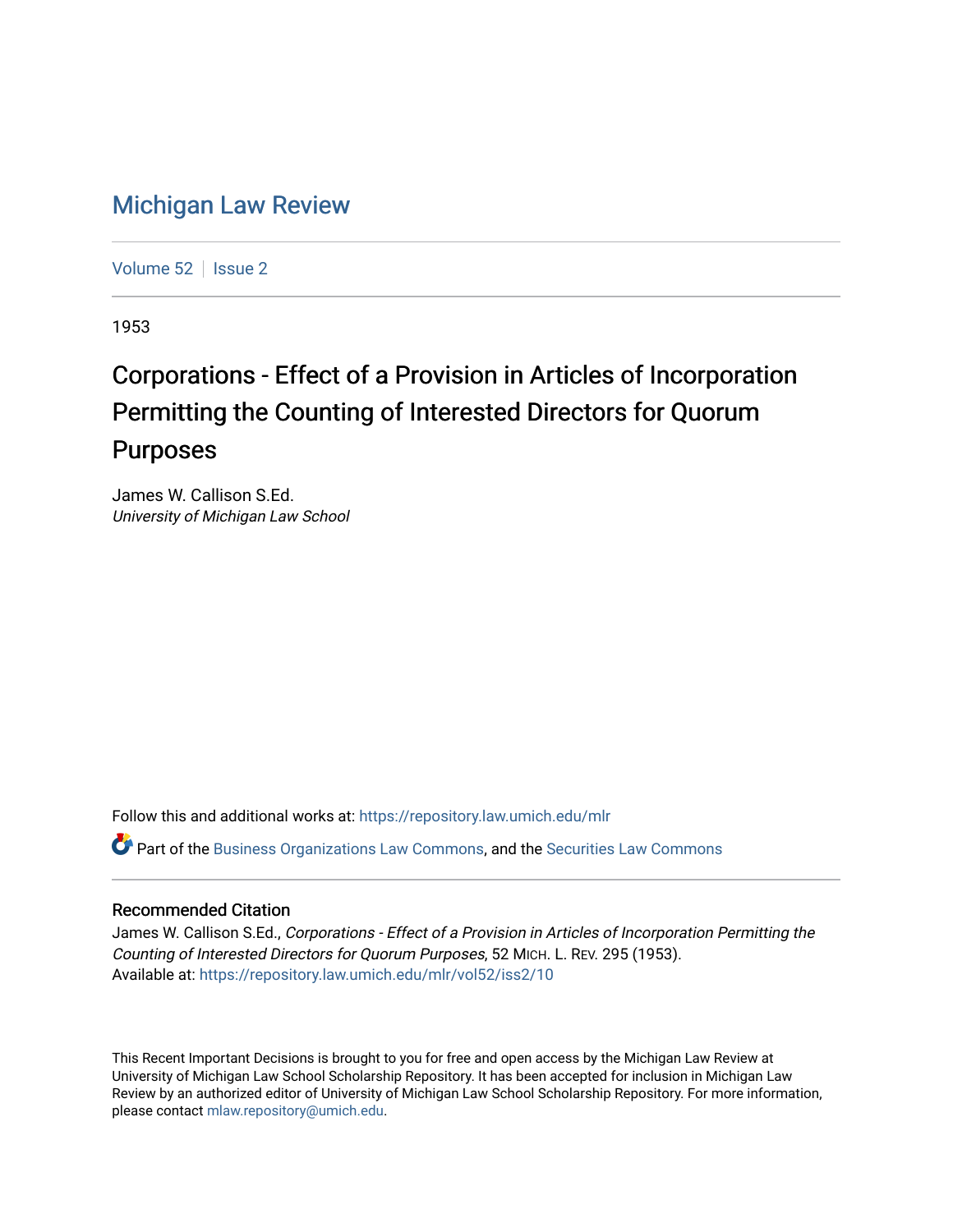# Michigan Law Review

Volume 52 | Issue 2

1953

## Corporations - Effect of a Provision in Articles of Incorporation Permitting the Counting of Interested Directors for Quorum Purposes

James W. Callison S.Ed.
*University of Michigan Law School*

Follow this and additional works at: https://repository.law.umich.edu/mlr

Part of the Business Organizations Law Commons, and the Securities Law Commons

### Recommended Citation

James W. Callison S.Ed., *Corporations - Effect of a Provision in Articles of Incorporation Permitting the Counting of Interested Directors for Quorum Purposes*, 52 MICH. L. REV. 295 (1953).
Available at: https://repository.law.umich.edu/mlr/vol52/iss2/10

This Recent Important Decisions is brought to you for free and open access by the Michigan Law Review at University of Michigan Law School Scholarship Repository. It has been accepted for inclusion in Michigan Law Review by an authorized editor of University of Michigan Law School Scholarship Repository. For more information, please contact mlaw.repository@umich.edu.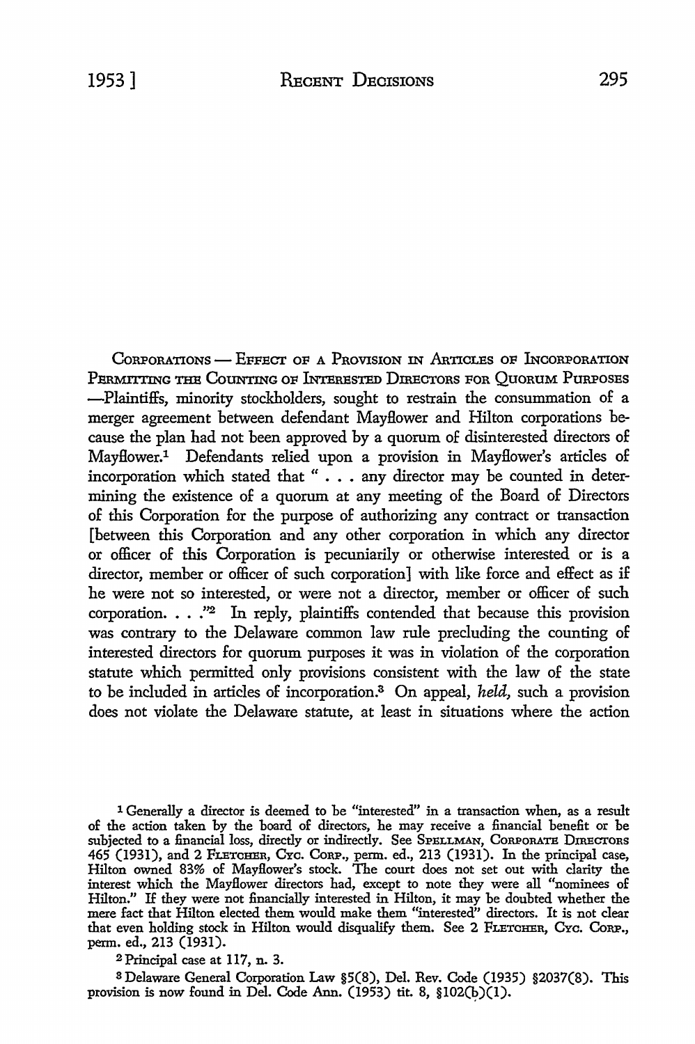CORPORATIONS — EFFECT OF A PROVISION IN ARTICLES OF INCORPORATION PERMITTING THE COUNTING OF INTERESTED DIRECTORS FOR QUORUM PURPOSES —Plaintiffs, minority stockholders, sought to restrain the consummation of a merger agreement between defendant Mayflower and Hilton corporations because the plan had not been approved by a quorum of disinterested directors of Mayflower.[1] Defendants relied upon a provision in Mayflower's articles of incorporation which stated that " . . . any director may be counted in determining the existence of a quorum at any meeting of the Board of Directors of this Corporation for the purpose of authorizing any contract or transaction [between this Corporation and any other corporation in which any director or officer of this Corporation is pecuniarily or otherwise interested or is a director, member or officer of such corporation] with like force and effect as if he were not so interested, or were not a director, member or officer of such corporation. . . ."[2] In reply, plaintiffs contended that because this provision was contrary to the Delaware common law rule precluding the counting of interested directors for quorum purposes it was in violation of the corporation statute which permitted only provisions consistent with the law of the state to be included in articles of incorporation.[3] On appeal, *held,* such a provision does not violate the Delaware statute, at least in situations where the action

[1] Generally a director is deemed to be "interested" in a transaction when, as a result of the action taken by the board of directors, he may receive a financial benefit or be subjected to a financial loss, directly or indirectly. See SPELLMAN, CORPORATE DIRECTORS 465 (1931), and 2 FLETCHER, CYC. CORP., perm. ed., 213 (1931). In the principal case, Hilton owned 83% of Mayflower's stock. The court does not set out with clarity the interest which the Mayflower directors had, except to note they were all "nominees of Hilton." If they were not financially interested in Hilton, it may be doubted whether the mere fact that Hilton elected them would make them "interested" directors. It is not clear that even holding stock in Hilton would disqualify them. See 2 FLETCHER, CYC. CORP., perm. ed., 213 (1931).

[2] Principal case at 117, n. 3.

[3] Delaware General Corporation Law §5(8), Del. Rev. Code (1935) §2037(8). This provision is now found in Del. Code Ann. (1953) tit. 8, §102(b)(1).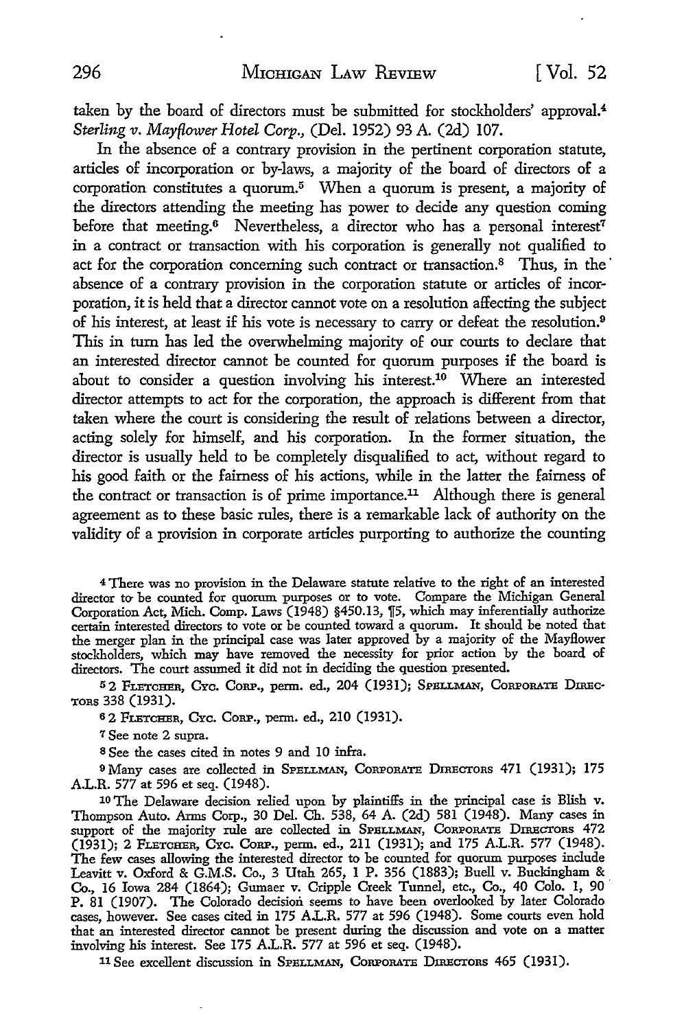taken by the board of directors must be submitted for stockholders' approval.[4] *Sterling v. Mayflower Hotel Corp.,* (Del. 1952) 93 A. (2d) 107.

In the absence of a contrary provision in the pertinent corporation statute, articles of incorporation or by-laws, a majority of the board of directors of a corporation constitutes a quorum.[5] When a quorum is present, a majority of the directors attending the meeting has power to decide any question coming before that meeting.[6] Nevertheless, a director who has a personal interest[7] in a contract or transaction with his corporation is generally not qualified to act for the corporation concerning such contract or transaction.[8] Thus, in the absence of a contrary provision in the corporation statute or articles of incorporation, it is held that a director cannot vote on a resolution affecting the subject of his interest, at least if his vote is necessary to carry or defeat the resolution.[9] This in turn has led the overwhelming majority of our courts to declare that an interested director cannot be counted for quorum purposes if the board is about to consider a question involving his interest.[10] Where an interested director attempts to act for the corporation, the approach is different from that taken where the court is considering the result of relations between a director, acting solely for himself, and his corporation. In the former situation, the director is usually held to be completely disqualified to act, without regard to his good faith or the fairness of his actions, while in the latter the fairness of the contract or transaction is of prime importance.[11] Although there is general agreement as to these basic rules, there is a remarkable lack of authority on the validity of a provision in corporate articles purporting to authorize the counting

---

[4] There was no provision in the Delaware statute relative to the right of an interested director to be counted for quorum purposes or to vote. Compare the Michigan General Corporation Act, Mich. Comp. Laws (1948) §450.13, ¶5, which may inferentially authorize certain interested directors to vote or be counted toward a quorum. It should be noted that the merger plan in the principal case was later approved by a majority of the Mayflower stockholders, which may have removed the necessity for prior action by the board of directors. The court assumed it did not in deciding the question presented.

[5] 2 FLETCHER, CYC. CORP., perm. ed., 204 (1931); SPELLMAN, CORPORATE DIRECTORS 338 (1931).

[6] 2 FLETCHER, CYC. CORP., perm. ed., 210 (1931).

[7] See note 2 supra.

[8] See the cases cited in notes 9 and 10 infra.

[9] Many cases are collected in SPELLMAN, CORPORATE DIRECTORS 471 (1931); 175 A.L.R. 577 at 596 et seq. (1948).

[10] The Delaware decision relied upon by plaintiffs in the principal case is Blish v. Thompson Auto. Arms Corp., 30 Del. Ch. 538, 64 A. (2d) 581 (1948). Many cases in support of the majority rule are collected in SPELLMAN, CORPORATE DIRECTORS 472 (1931); 2 FLETCHER, CYC. CORP., perm. ed., 211 (1931); and 175 A.L.R. 577 (1948). The few cases allowing the interested director to be counted for quorum purposes include Leavitt v. Oxford & G.M.S. Co., 3 Utah 265, 1 P. 356 (1883); Buell v. Buckingham & Co., 16 Iowa 284 (1864); Gumaer v. Cripple Creek Tunnel, etc., Co., 40 Colo. 1, 90 P. 81 (1907). The Colorado decision seems to have been overlooked by later Colorado cases, however. See cases cited in 175 A.L.R. 577 at 596 (1948). Some courts even hold that an interested director cannot be present during the discussion and vote on a matter involving his interest. See 175 A.L.R. 577 at 596 et seq. (1948).

[11] See excellent discussion in SPELLMAN, CORPORATE DIRECTORS 465 (1931).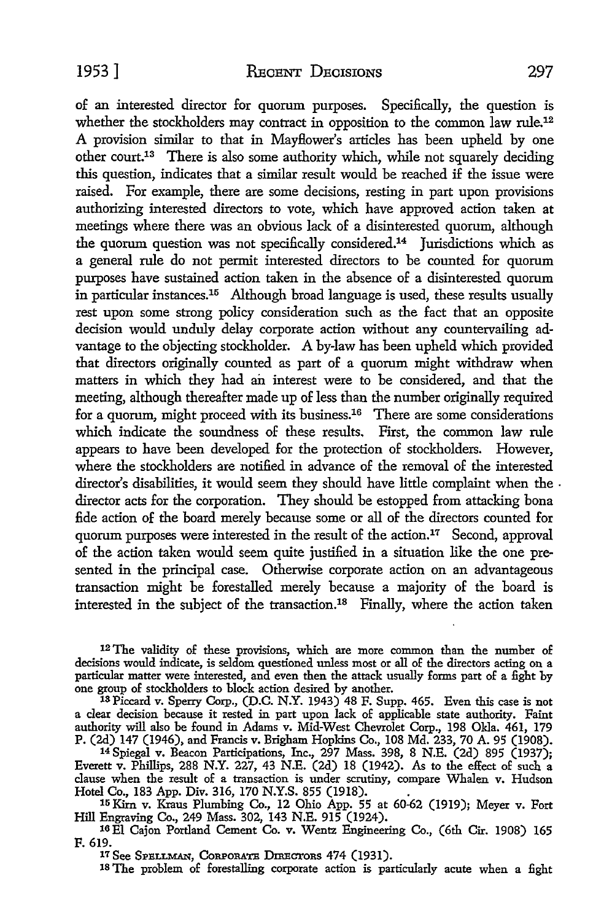of an interested director for quorum purposes. Specifically, the question is whether the stockholders may contract in opposition to the common law rule.[12] A provision similar to that in Mayflower's articles has been upheld by one other court.[13] There is also some authority which, while not squarely deciding this question, indicates that a similar result would be reached if the issue were raised. For example, there are some decisions, resting in part upon provisions authorizing interested directors to vote, which have approved action taken at meetings where there was an obvious lack of a disinterested quorum, although the quorum question was not specifically considered.[14] Jurisdictions which as a general rule do not permit interested directors to be counted for quorum purposes have sustained action taken in the absence of a disinterested quorum in particular instances.[15] Although broad language is used, these results usually rest upon some strong policy consideration such as the fact that an opposite decision would unduly delay corporate action without any countervailing advantage to the objecting stockholder. A by-law has been upheld which provided that directors originally counted as part of a quorum might withdraw when matters in which they had an interest were to be considered, and that the meeting, although thereafter made up of less than the number originally required for a quorum, might proceed with its business.[16] There are some considerations which indicate the soundness of these results. First, the common law rule appears to have been developed for the protection of stockholders. However, where the stockholders are notified in advance of the removal of the interested director's disabilities, it would seem they should have little complaint when the director acts for the corporation. They should be estopped from attacking bona fide action of the board merely because some or all of the directors counted for quorum purposes were interested in the result of the action.[17] Second, approval of the action taken would seem quite justified in a situation like the one presented in the principal case. Otherwise corporate action on an advantageous transaction might be forestalled merely because a majority of the board is interested in the subject of the transaction.[18] Finally, where the action taken

[12] The validity of these provisions, which are more common than the number of decisions would indicate, is seldom questioned unless most or all of the directors acting on a particular matter were interested, and even then the attack usually forms part of a fight by one group of stockholders to block action desired by another.

[13] Piccard v. Sperry Corp., (D.C. N.Y. 1943) 48 F. Supp. 465. Even this case is not a clear decision because it rested in part upon lack of applicable state authority. Faint authority will also be found in Adams v. Mid-West Chevrolet Corp., 198 Okla. 461, 179 P. (2d) 147 (1946), and Francis v. Brigham Hopkins Co., 108 Md. 233, 70 A. 95 (1908).

[14] Spiegal v. Beacon Participations, Inc., 297 Mass. 398, 8 N.E. (2d) 895 (1937); Everett v. Phillips, 288 N.Y. 227, 43 N.E. (2d) 18 (1942). As to the effect of such a clause when the result of a transaction is under scrutiny, compare Whalen v. Hudson Hotel Co., 183 App. Div. 316, 170 N.Y.S. 855 (1918).

[15] Kirn v. Kraus Plumbing Co., 12 Ohio App. 55 at 60-62 (1919); Meyer v. Fort Hill Engraving Co., 249 Mass. 302, 143 N.E. 915 (1924).

[16] El Cajon Portland Cement Co. v. Wentz Engineering Co., (6th Cir. 1908) 165 F. 619.

[17] See SPELLMAN, CORPORATE DIRECTORS 474 (1931).

[18] The problem of forestalling corporate action is particularly acute when a fight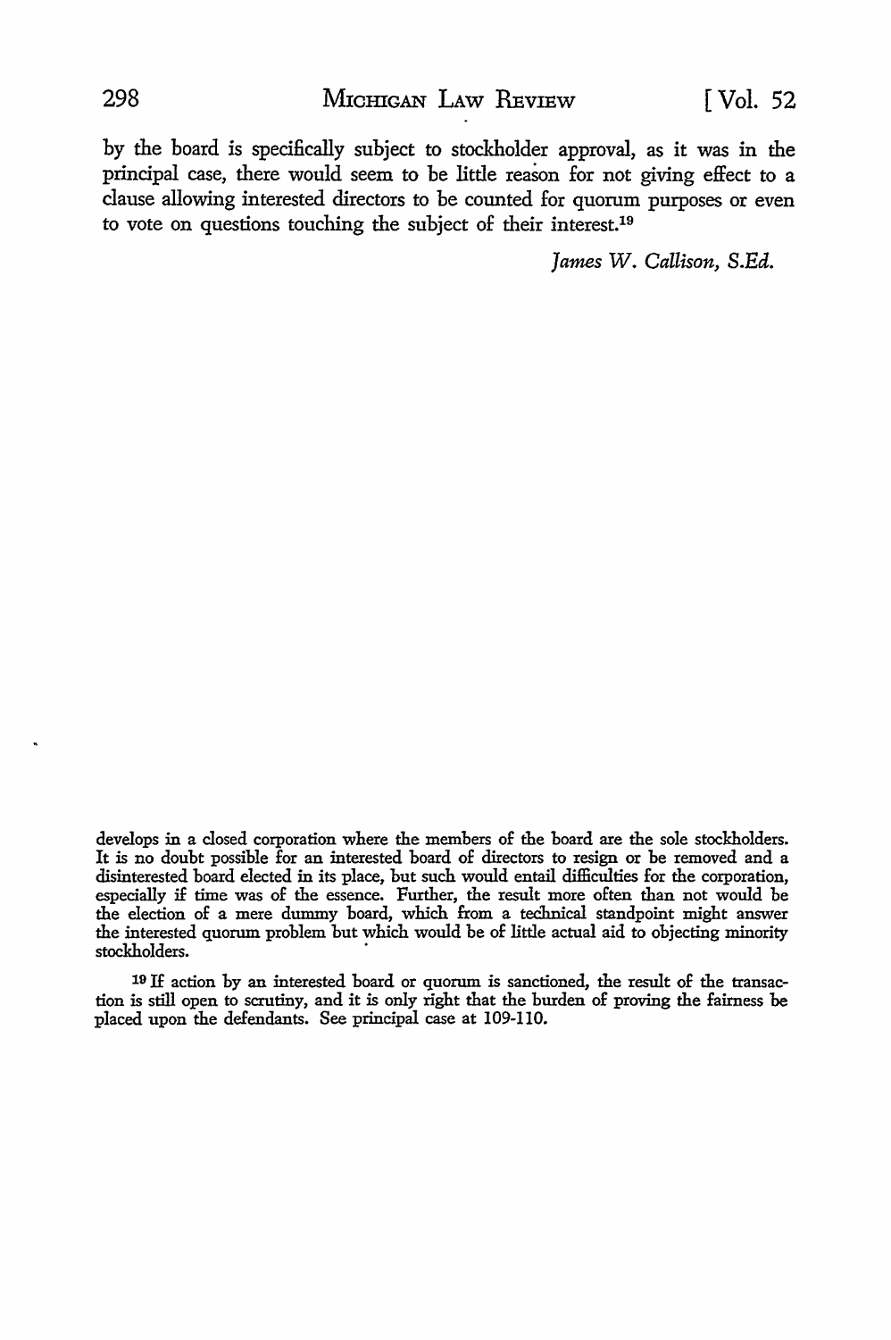by the board is specifically subject to stockholder approval, as it was in the principal case, there would seem to be little reason for not giving effect to a clause allowing interested directors to be counted for quorum purposes or even to vote on questions touching the subject of their interest.[19]

*James W. Callison, S.Ed.*

develops in a closed corporation where the members of the board are the sole stockholders. It is no doubt possible for an interested board of directors to resign or be removed and a disinterested board elected in its place, but such would entail difficulties for the corporation, especially if time was of the essence. Further, the result more often than not would be the election of a mere dummy board, which from a technical standpoint might answer the interested quorum problem but which would be of little actual aid to objecting minority stockholders.

[19] If action by an interested board or quorum is sanctioned, the result of the transaction is still open to scrutiny, and it is only right that the burden of proving the fairness be placed upon the defendants. See principal case at 109-110.